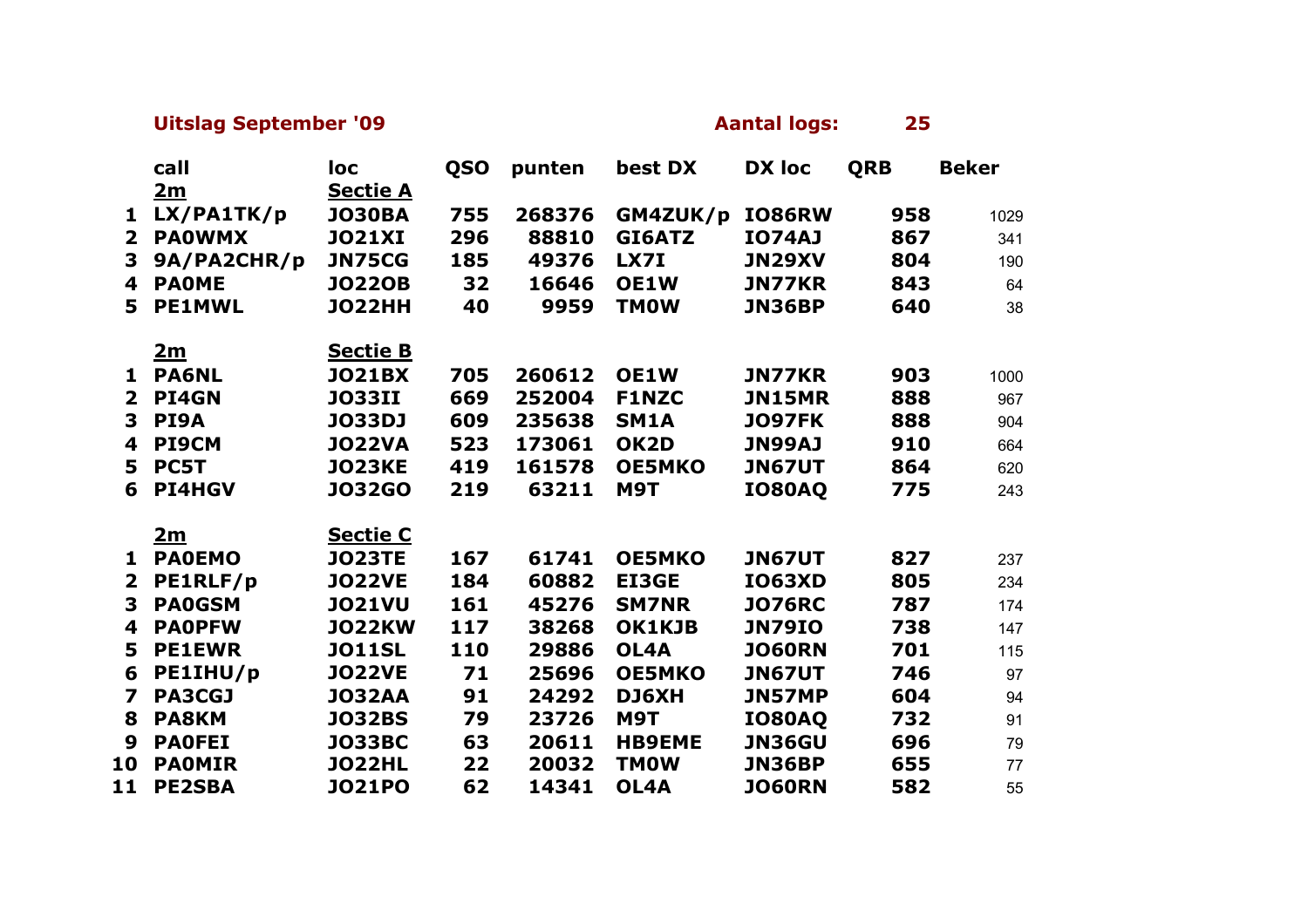**Uitslag September '09** **Aantal logs: 25**

| | call | loc | QSO | punten | best DX | DX loc | QRB | Beker |
|---|---|---|---|---|---|---|---|---|
| | 2m | Sectie A | | | | | | |
| 1 | LX/PA1TK/p | JO30BA | 755 | 268376 | GM4ZUK/p | IO86RW | 958 | 1029 |
| 2 | PA0WMX | JO21XI | 296 | 88810 | GI6ATZ | IO74AJ | 867 | 341 |
| 3 | 9A/PA2CHR/p | JN75CG | 185 | 49376 | LX7I | JN29XV | 804 | 190 |
| 4 | PA0ME | JO22OB | 32 | 16646 | OE1W | JN77KR | 843 | 64 |
| 5 | PE1MWL | JO22HH | 40 | 9959 | TM0W | JN36BP | 640 | 38 |
| | 2m | Sectie B | | | | | | |
| 1 | PA6NL | JO21BX | 705 | 260612 | OE1W | JN77KR | 903 | 1000 |
| 2 | PI4GN | JO33II | 669 | 252004 | F1NZC | JN15MR | 888 | 967 |
| 3 | PI9A | JO33DJ | 609 | 235638 | SM1A | JO97FK | 888 | 904 |
| 4 | PI9CM | JO22VA | 523 | 173061 | OK2D | JN99AJ | 910 | 664 |
| 5 | PC5T | JO23KE | 419 | 161578 | OE5MKO | JN67UT | 864 | 620 |
| 6 | PI4HGV | JO32GO | 219 | 63211 | M9T | IO80AQ | 775 | 243 |
| | 2m | Sectie C | | | | | | |
| 1 | PA0EMO | JO23TE | 167 | 61741 | OE5MKO | JN67UT | 827 | 237 |
| 2 | PE1RLF/p | JO22VE | 184 | 60882 | EI3GE | IO63XD | 805 | 234 |
| 3 | PA0GSM | JO21VU | 161 | 45276 | SM7NR | JO76RC | 787 | 174 |
| 4 | PA0PFW | JO22KW | 117 | 38268 | OK1KJB | JN79IO | 738 | 147 |
| 5 | PE1EWR | JO11SL | 110 | 29886 | OL4A | JO60RN | 701 | 115 |
| 6 | PE1IHU/p | JO22VE | 71 | 25696 | OE5MKO | JN67UT | 746 | 97 |
| 7 | PA3CGJ | JO32AA | 91 | 24292 | DJ6XH | JN57MP | 604 | 94 |
| 8 | PA8KM | JO32BS | 79 | 23726 | M9T | IO80AQ | 732 | 91 |
| 9 | PA0FEI | JO33BC | 63 | 20611 | HB9EME | JN36GU | 696 | 79 |
| 10 | PA0MIR | JO22HL | 22 | 20032 | TM0W | JN36BP | 655 | 77 |
| 11 | PE2SBA | JO21PO | 62 | 14341 | OL4A | JO60RN | 582 | 55 |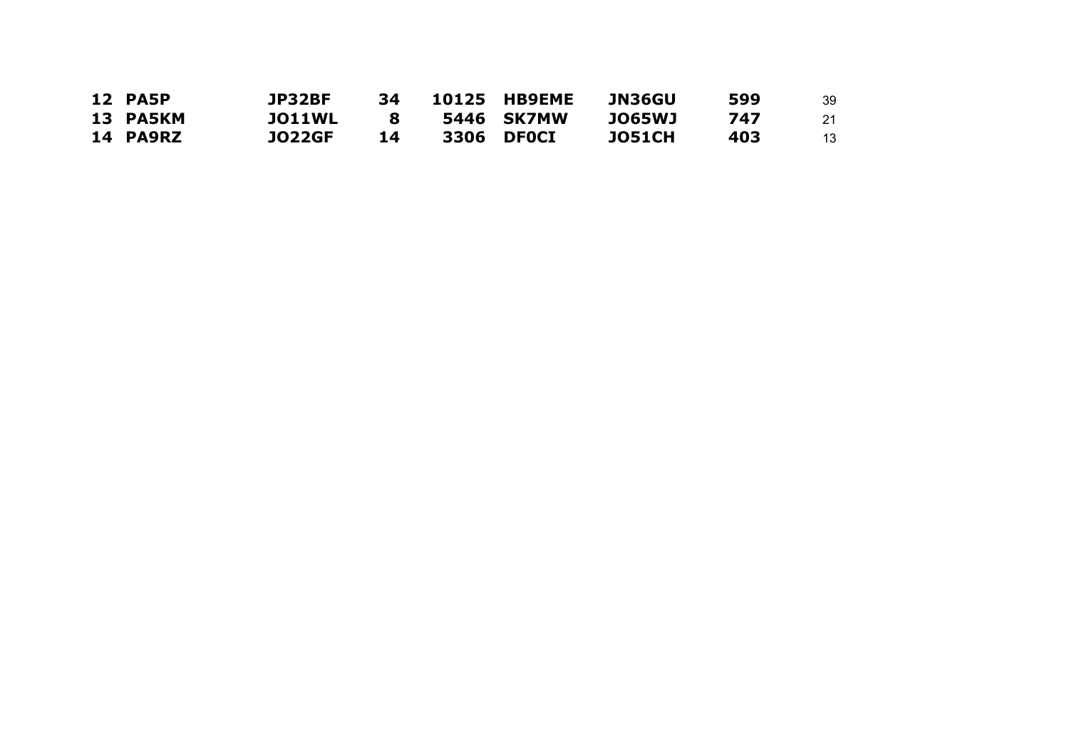| | | | | | | | | |
|---|---|---|---|---|---|---|---|---|
| **12** | **PA5P** | **JP32BF** | **34** | **10125** | **HB9EME** | **JN36GU** | **599** | 39 |
| **13** | **PA5KM** | **JO11WL** | **8** | **5446** | **SK7MW** | **JO65WJ** | **747** | 21 |
| **14** | **PA9RZ** | **JO22GF** | **14** | **3306** | **DF0CI** | **JO51CH** | **403** | 13 |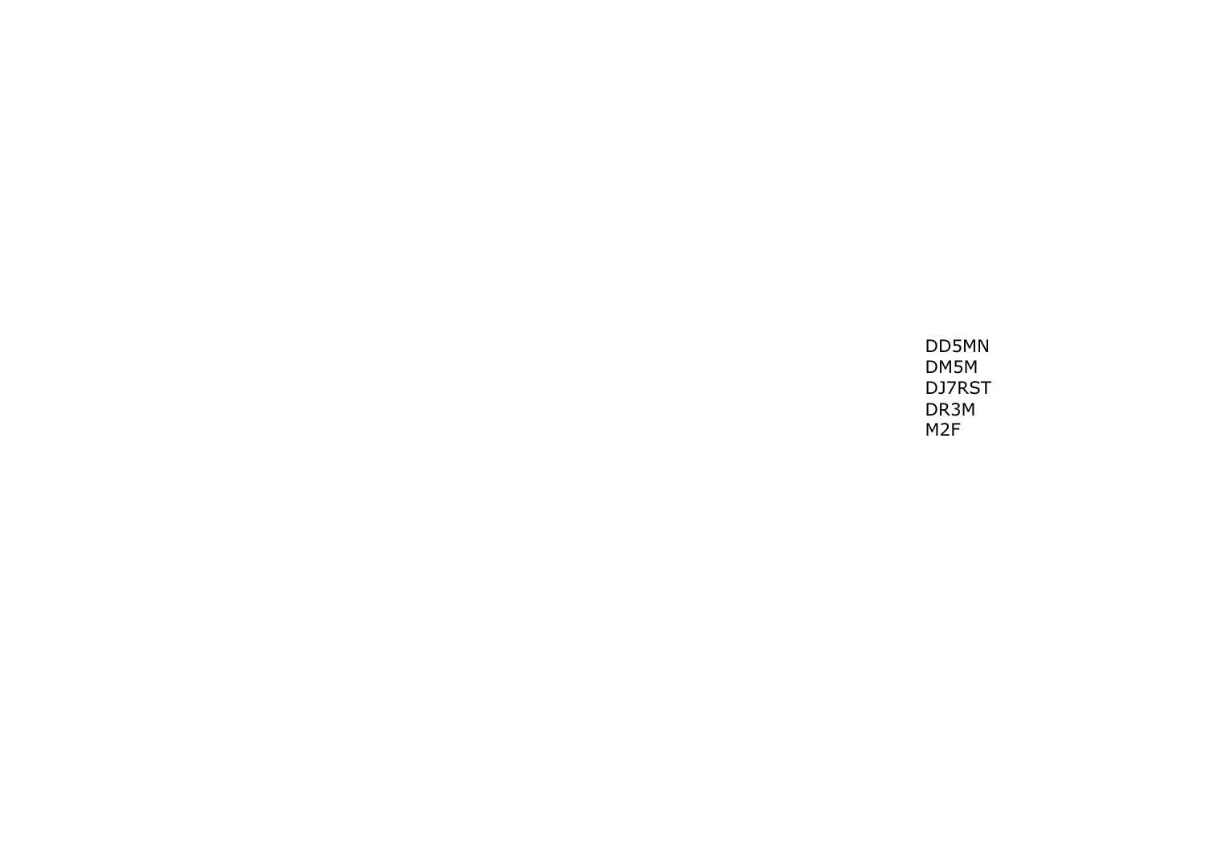DD5MN
DM5M
DJ7RST
DR3M
M2F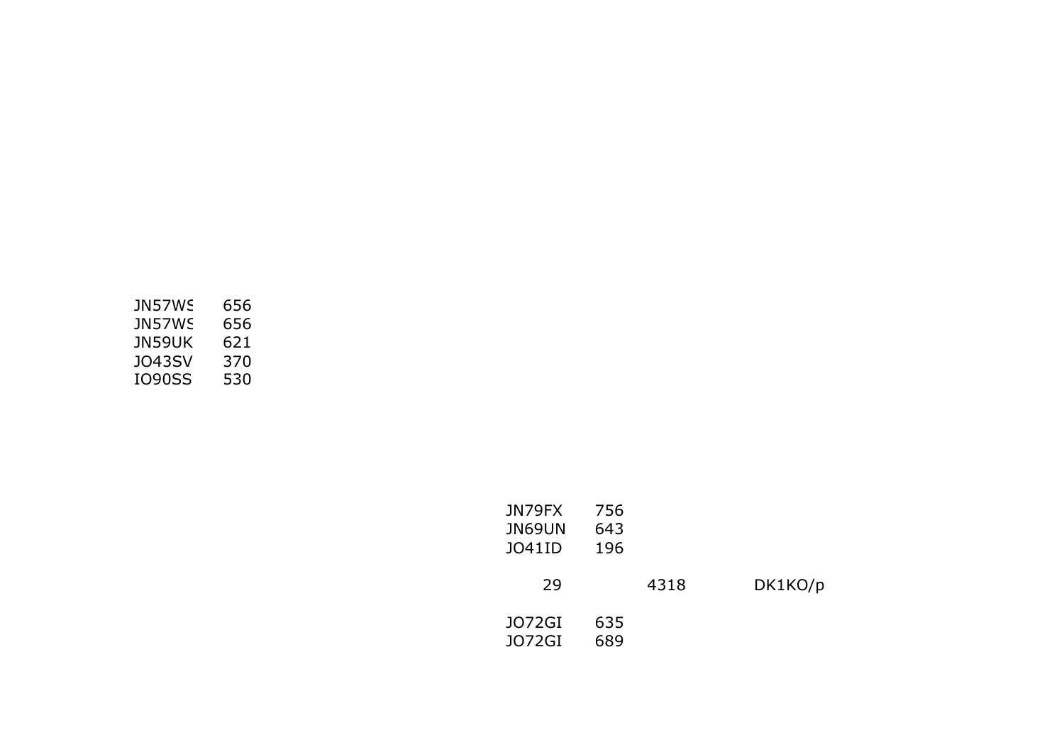| | |
|---|---|
| JN57WS | 656 |
| JN57WS | 656 |
| JN59UK | 621 |
| JO43SV | 370 |
| IO90SS | 530 |

| | |
|---|---|
| JN79FX | 756 |
| JN69UN | 643 |
| JO41ID | 196 |

29 4318 DK1KO/p

| | |
|---|---|
| JO72GI | 635 |
| JO72GI | 689 |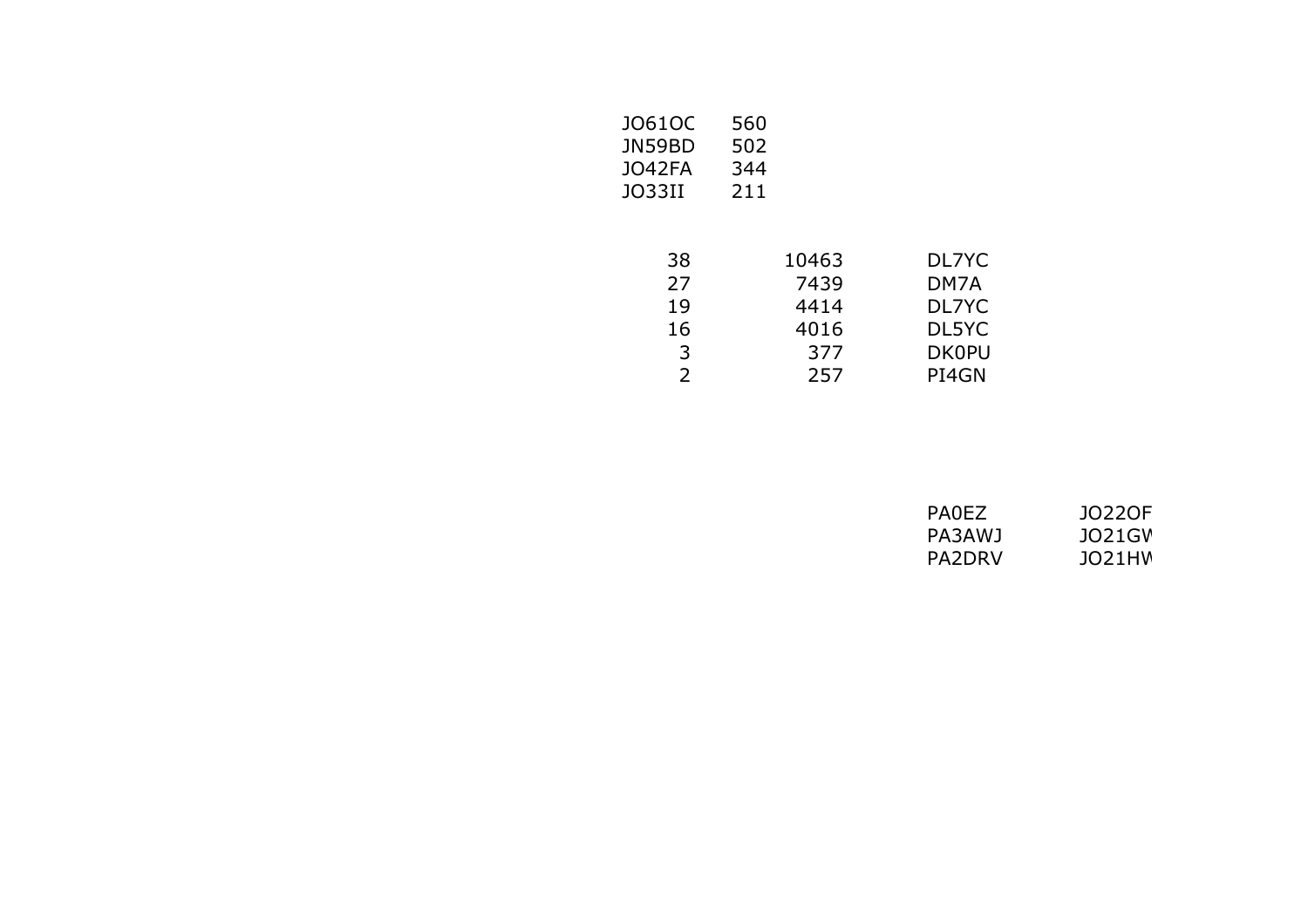| | |
|---|---|
| JO61OC | 560 |
| JN59BD | 502 |
| JO42FA | 344 |
| JO33II | 211 |

| | | |
|---|---|---|
| 38 | 10463 | DL7YC |
| 27 | 7439 | DM7A |
| 19 | 4414 | DL7YC |
| 16 | 4016 | DL5YC |
| 3 | 377 | DK0PU |
| 2 | 257 | PI4GN |

| | |
|---|---|
| PA0EZ | JO22OF |
| PA3AWJ | JO21GW |
| PA2DRV | JO21HW |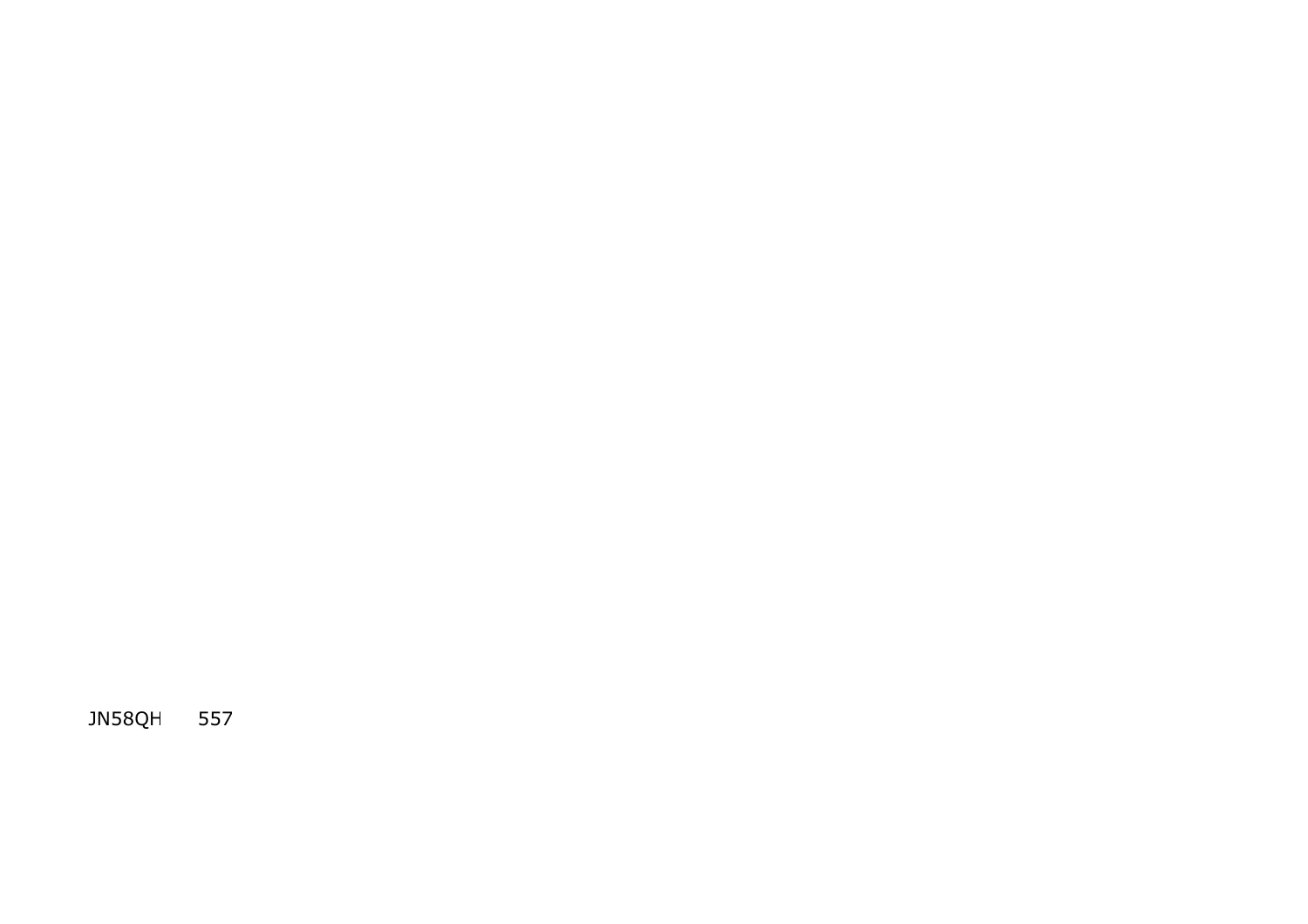JN58QH 557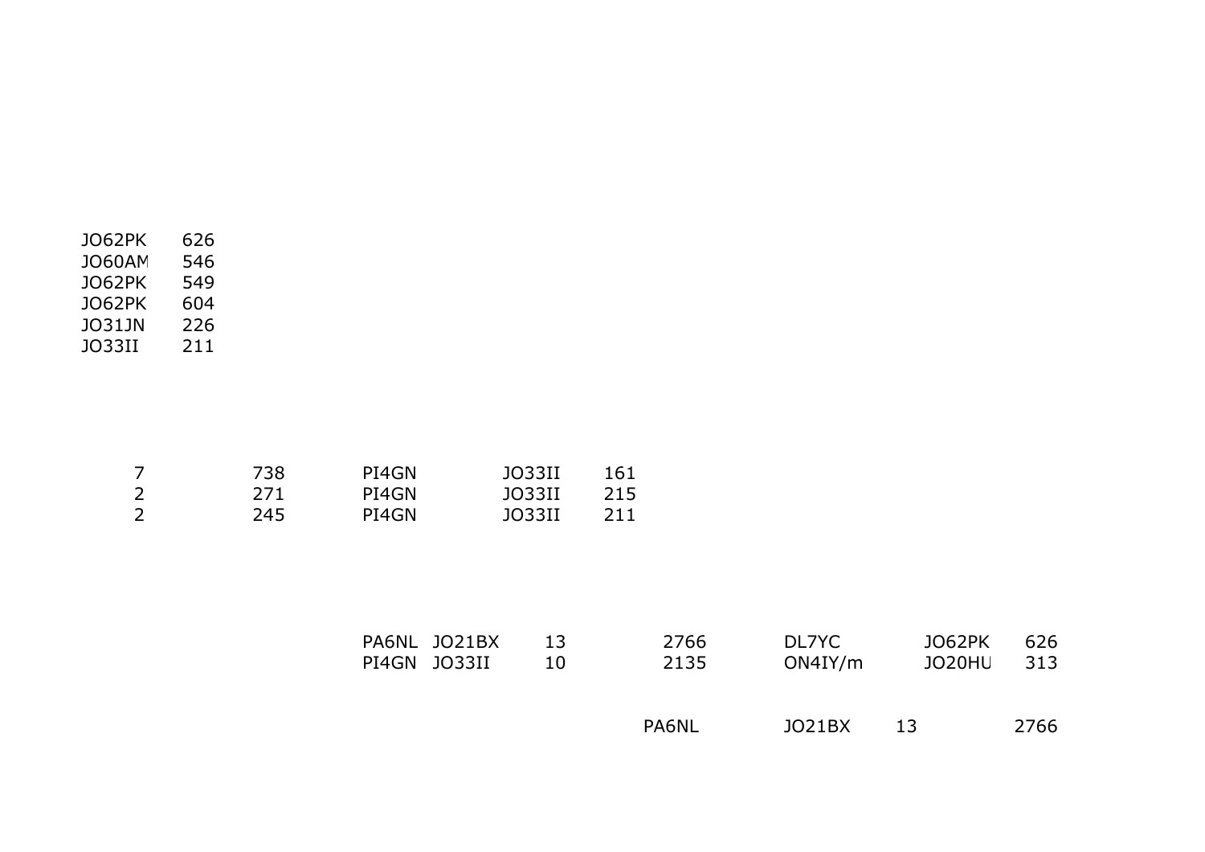| | |
|---|---|
| JO62PK | 626 |
| JO60AM | 546 |
| JO62PK | 549 |
| JO62PK | 604 |
| JO31JN | 226 |
| JO33II | 211 |

| | | | | |
|---|---|---|---|---|
| 7 | 738 | PI4GN | JO33II | 161 |
| 2 | 271 | PI4GN | JO33II | 215 |
| 2 | 245 | PI4GN | JO33II | 211 |

| | | | | | | |
|---|---|---|---|---|---|---|
| PA6NL | JO21BX | 13 | 2766 | DL7YC | JO62PK | 626 |
| PI4GN | JO33II | 10 | 2135 | ON4IY/m | JO20HU | 313 |

| | | | |
|---|---|---|---|
| PA6NL | JO21BX | 13 | 2766 |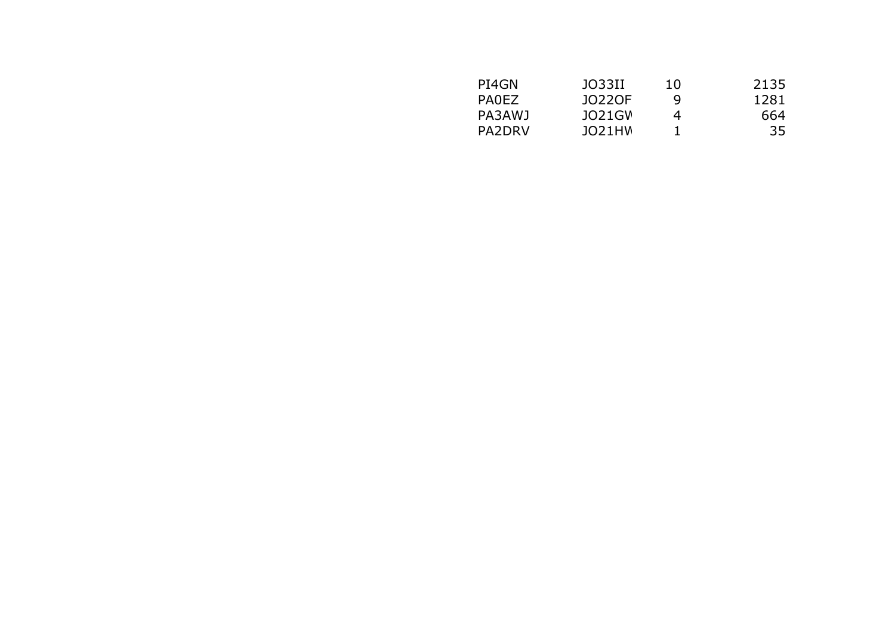| | | | |
|---|---|---|---|
| PI4GN | JO33II | 10 | 2135 |
| PA0EZ | JO22OF | 9 | 1281 |
| PA3AWJ | JO21GW | 4 | 664 |
| PA2DRV | JO21HW | 1 | 35 |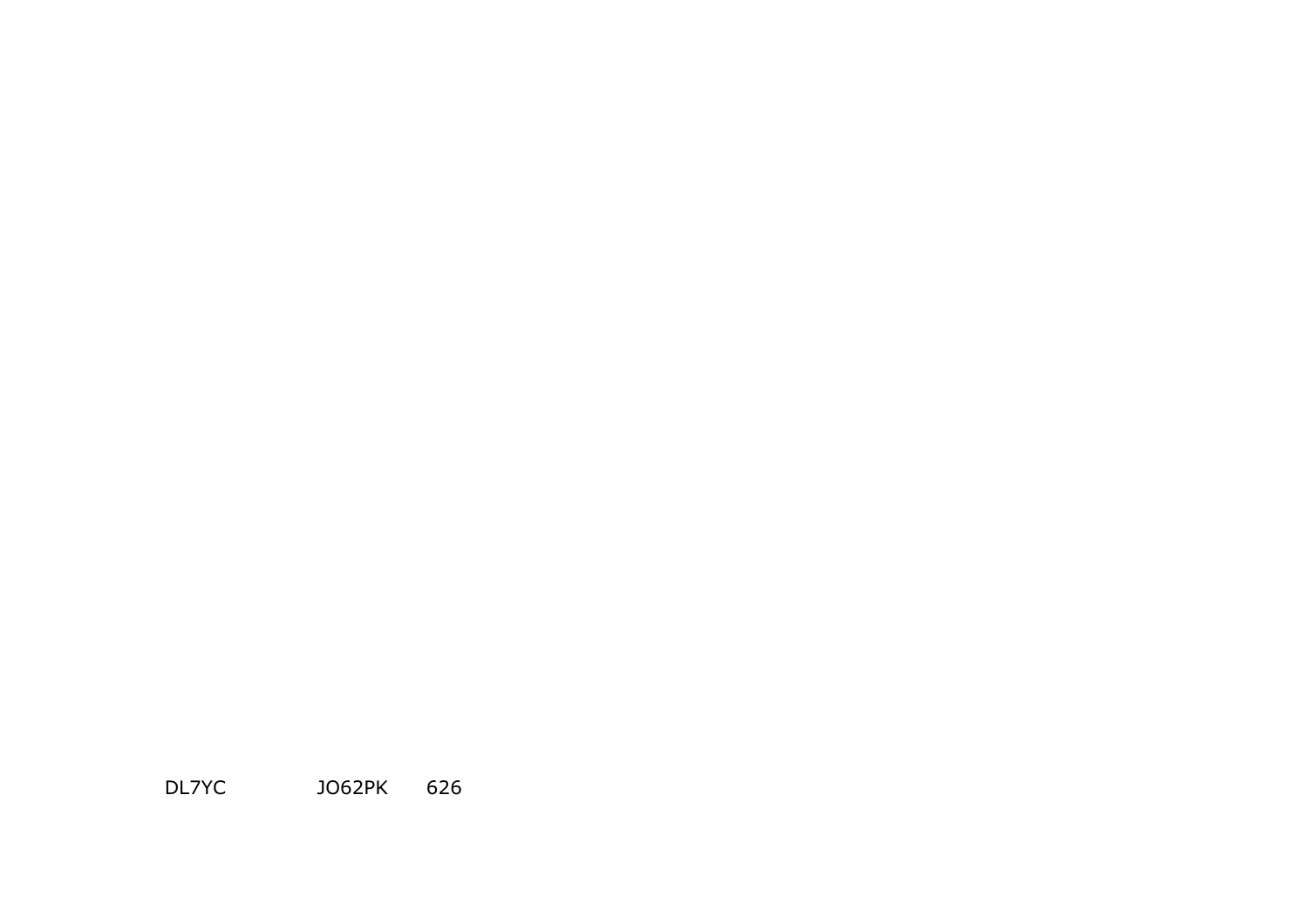DL7YC JO62PK 626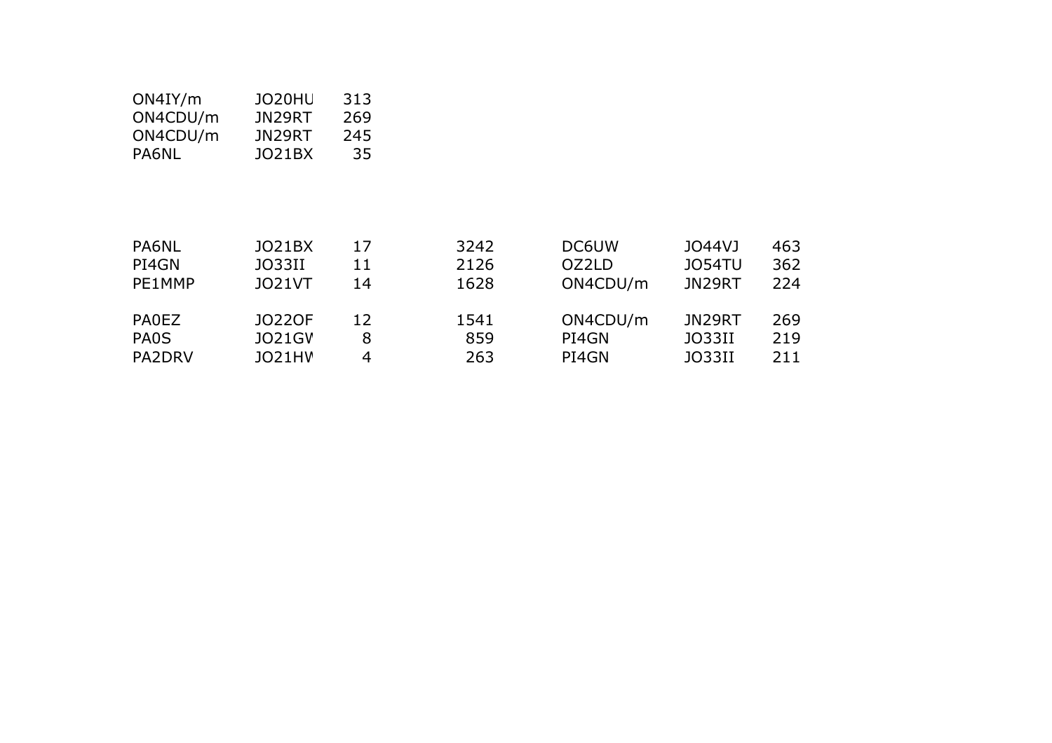| | | |
|---|---|---|
| ON4IY/m | JO20HU | 313 |
| ON4CDU/m | JN29RT | 269 |
| ON4CDU/m | JN29RT | 245 |
| PA6NL | JO21BX | 35 |

| | | | | | | |
|---|---|---|---|---|---|---|
| PA6NL | JO21BX | 17 | 3242 | DC6UW | JO44VJ | 463 |
| PI4GN | JO33II | 11 | 2126 | OZ2LD | JO54TU | 362 |
| PE1MMP | JO21VT | 14 | 1628 | ON4CDU/m | JN29RT | 224 |
| PA0EZ | JO22OF | 12 | 1541 | ON4CDU/m | JN29RT | 269 |
| PA0S | JO21GW | 8 | 859 | PI4GN | JO33II | 219 |
| PA2DRV | JO21HW | 4 | 263 | PI4GN | JO33II | 211 |